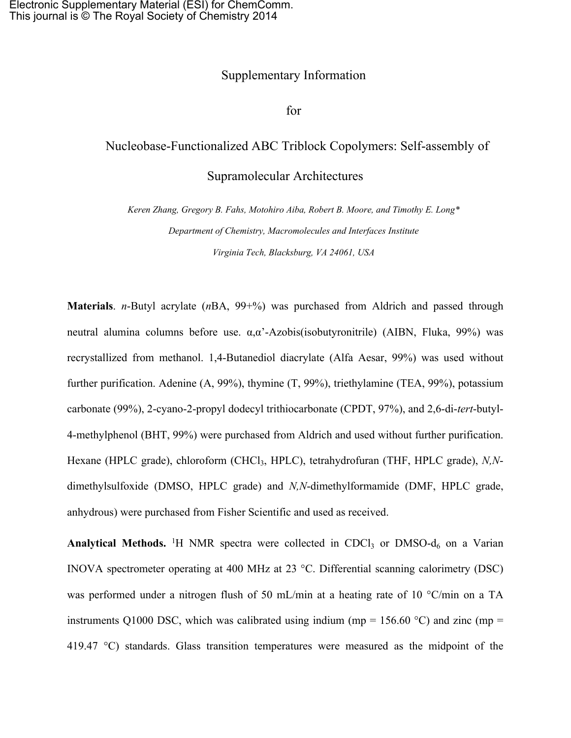Supplementary Information

for

# Nucleobase-Functionalized ABC Triblock Copolymers: Self-assembly of Supramolecular Architectures

*Keren Zhang, Gregory B. Fahs, Motohiro Aiba, Robert B. Moore, and Timothy E. Long\**

*Department of Chemistry, Macromolecules and Interfaces Institute*

*Virginia Tech, Blacksburg, VA 24061, USA*

**Materials**. *n*-Butyl acrylate (*n*BA, 99+%) was purchased from Aldrich and passed through neutral alumina columns before use. α,α'-Azobis(isobutyronitrile) (AIBN, Fluka, 99%) was recrystallized from methanol. 1,4-Butanediol diacrylate (Alfa Aesar, 99%) was used without further purification. Adenine (A, 99%), thymine (T, 99%), triethylamine (TEA, 99%), potassium carbonate (99%), 2-cyano-2-propyl dodecyl trithiocarbonate (CPDT, 97%), and 2,6-di-*tert*-butyl-4-methylphenol (BHT, 99%) were purchased from Aldrich and used without further purification. Hexane (HPLC grade), chloroform ($CHCl_3$, HPLC), tetrahydrofuran (THF, HPLC grade), *N,N*-dimethylsulfoxide (DMSO, HPLC grade) and *N,N*-dimethylformamide (DMF, HPLC grade, anhydrous) were purchased from Fisher Scientific and used as received.

**Analytical Methods.** $^1$H NMR spectra were collected in $CDCl_3$ or DMSO-$d_6$ on a Varian INOVA spectrometer operating at 400 MHz at 23 °C. Differential scanning calorimetry (DSC) was performed under a nitrogen flush of 50 mL/min at a heating rate of 10 °C/min on a TA instruments Q1000 DSC, which was calibrated using indium (mp = 156.60 °C) and zinc (mp = 419.47 °C) standards. Glass transition temperatures were measured as the midpoint of the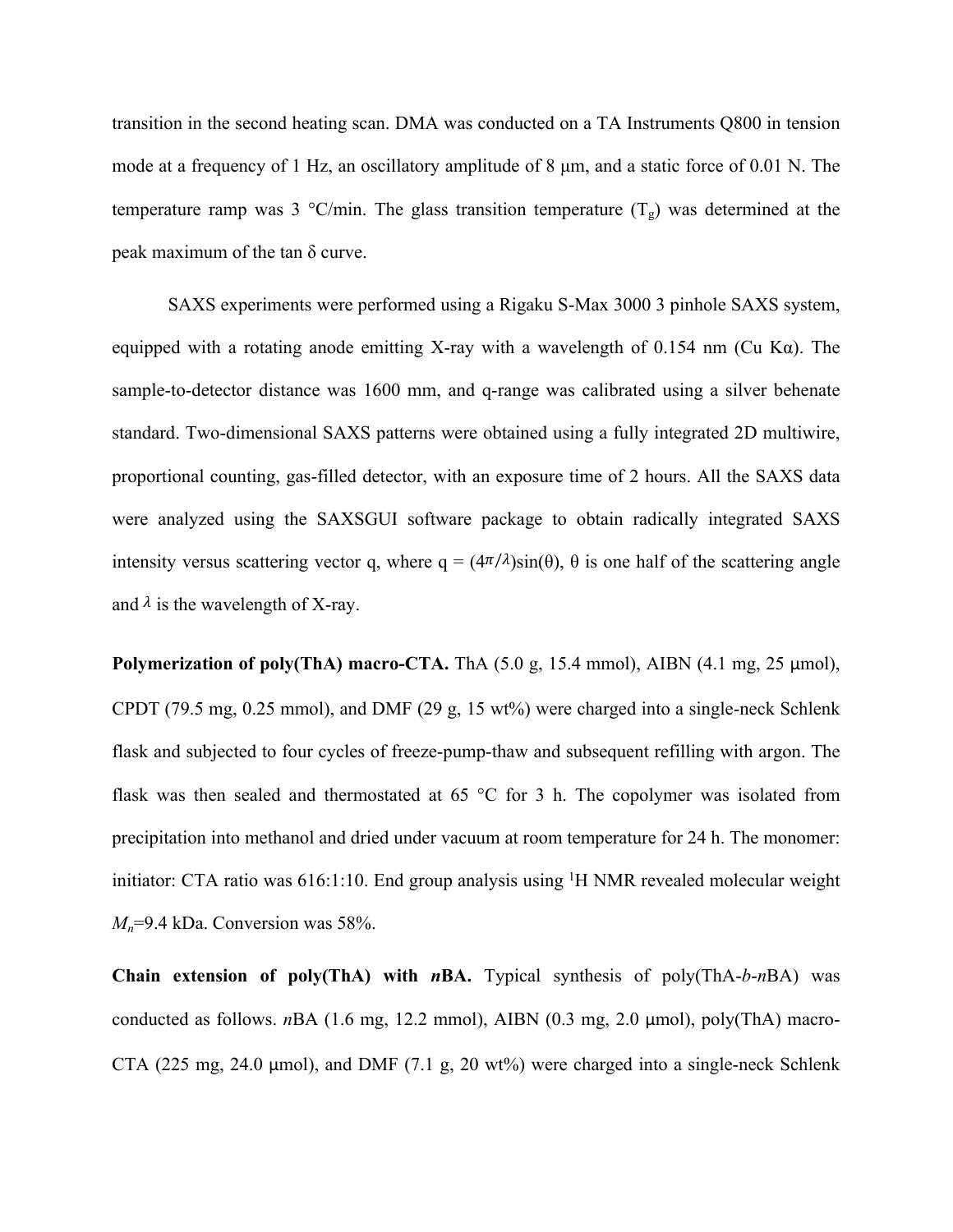transition in the second heating scan. DMA was conducted on a TA Instruments Q800 in tension mode at a frequency of 1 Hz, an oscillatory amplitude of 8 μm, and a static force of 0.01 N. The temperature ramp was 3 °C/min. The glass transition temperature ($T_g$) was determined at the peak maximum of the tan δ curve.

SAXS experiments were performed using a Rigaku S-Max 3000 3 pinhole SAXS system, equipped with a rotating anode emitting X-ray with a wavelength of 0.154 nm (Cu Kα). The sample-to-detector distance was 1600 mm, and q-range was calibrated using a silver behenate standard. Two-dimensional SAXS patterns were obtained using a fully integrated 2D multiwire, proportional counting, gas-filled detector, with an exposure time of 2 hours. All the SAXS data were analyzed using the SAXSGUI software package to obtain radically integrated SAXS intensity versus scattering vector q, where $q = (4\pi/\lambda)\sin(\theta)$, θ is one half of the scattering angle and $\lambda$ is the wavelength of X-ray.

**Polymerization of poly(ThA) macro-CTA.** ThA (5.0 g, 15.4 mmol), AIBN (4.1 mg, 25 μmol), CPDT (79.5 mg, 0.25 mmol), and DMF (29 g, 15 wt%) were charged into a single-neck Schlenk flask and subjected to four cycles of freeze-pump-thaw and subsequent refilling with argon. The flask was then sealed and thermostated at 65 °C for 3 h. The copolymer was isolated from precipitation into methanol and dried under vacuum at room temperature for 24 h. The monomer: initiator: CTA ratio was 616:1:10. End group analysis using $^1$H NMR revealed molecular weight $M_n$=9.4 kDa. Conversion was 58%.

**Chain extension of poly(ThA) with *n*BA.** Typical synthesis of poly(ThA-*b*-*n*BA) was conducted as follows. *n*BA (1.6 mg, 12.2 mmol), AIBN (0.3 mg, 2.0 μmol), poly(ThA) macro-CTA (225 mg, 24.0 μmol), and DMF (7.1 g, 20 wt%) were charged into a single-neck Schlenk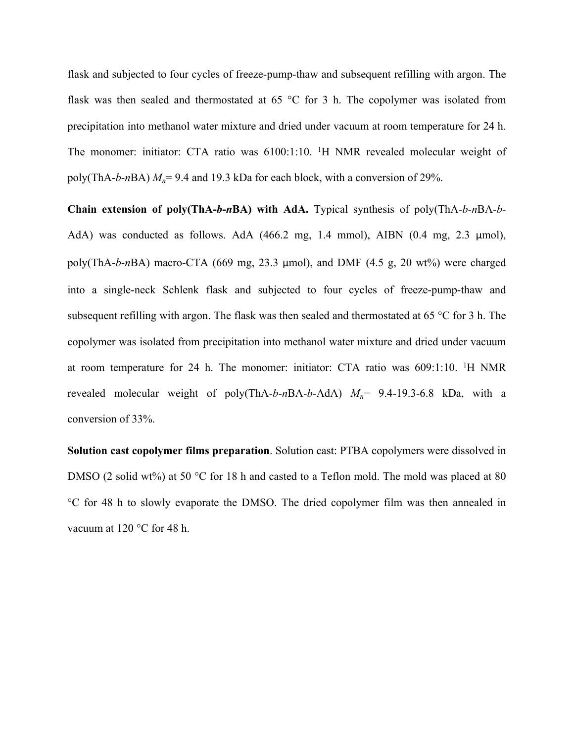flask and subjected to four cycles of freeze-pump-thaw and subsequent refilling with argon. The flask was then sealed and thermostated at 65 °C for 3 h. The copolymer was isolated from precipitation into methanol water mixture and dried under vacuum at room temperature for 24 h. The monomer: initiator: CTA ratio was 6100:1:10. $^{1}$H NMR revealed molecular weight of poly(ThA-*b*-*n*BA) $M_n$= 9.4 and 19.3 kDa for each block, with a conversion of 29%.

**Chain extension of poly(ThA-*b*-*n*BA) with AdA.** Typical synthesis of poly(ThA-*b*-*n*BA-*b*-AdA) was conducted as follows. AdA (466.2 mg, 1.4 mmol), AIBN (0.4 mg, 2.3 μmol), poly(ThA-*b*-*n*BA) macro-CTA (669 mg, 23.3 μmol), and DMF (4.5 g, 20 wt%) were charged into a single-neck Schlenk flask and subjected to four cycles of freeze-pump-thaw and subsequent refilling with argon. The flask was then sealed and thermostated at 65 °C for 3 h. The copolymer was isolated from precipitation into methanol water mixture and dried under vacuum at room temperature for 24 h. The monomer: initiator: CTA ratio was 609:1:10. $^{1}$H NMR revealed molecular weight of poly(ThA-*b*-*n*BA-*b*-AdA) $M_n$= 9.4-19.3-6.8 kDa, with a conversion of 33%.

**Solution cast copolymer films preparation**. Solution cast: PTBA copolymers were dissolved in DMSO (2 solid wt%) at 50 °C for 18 h and casted to a Teflon mold. The mold was placed at 80 °C for 48 h to slowly evaporate the DMSO. The dried copolymer film was then annealed in vacuum at 120 °C for 48 h.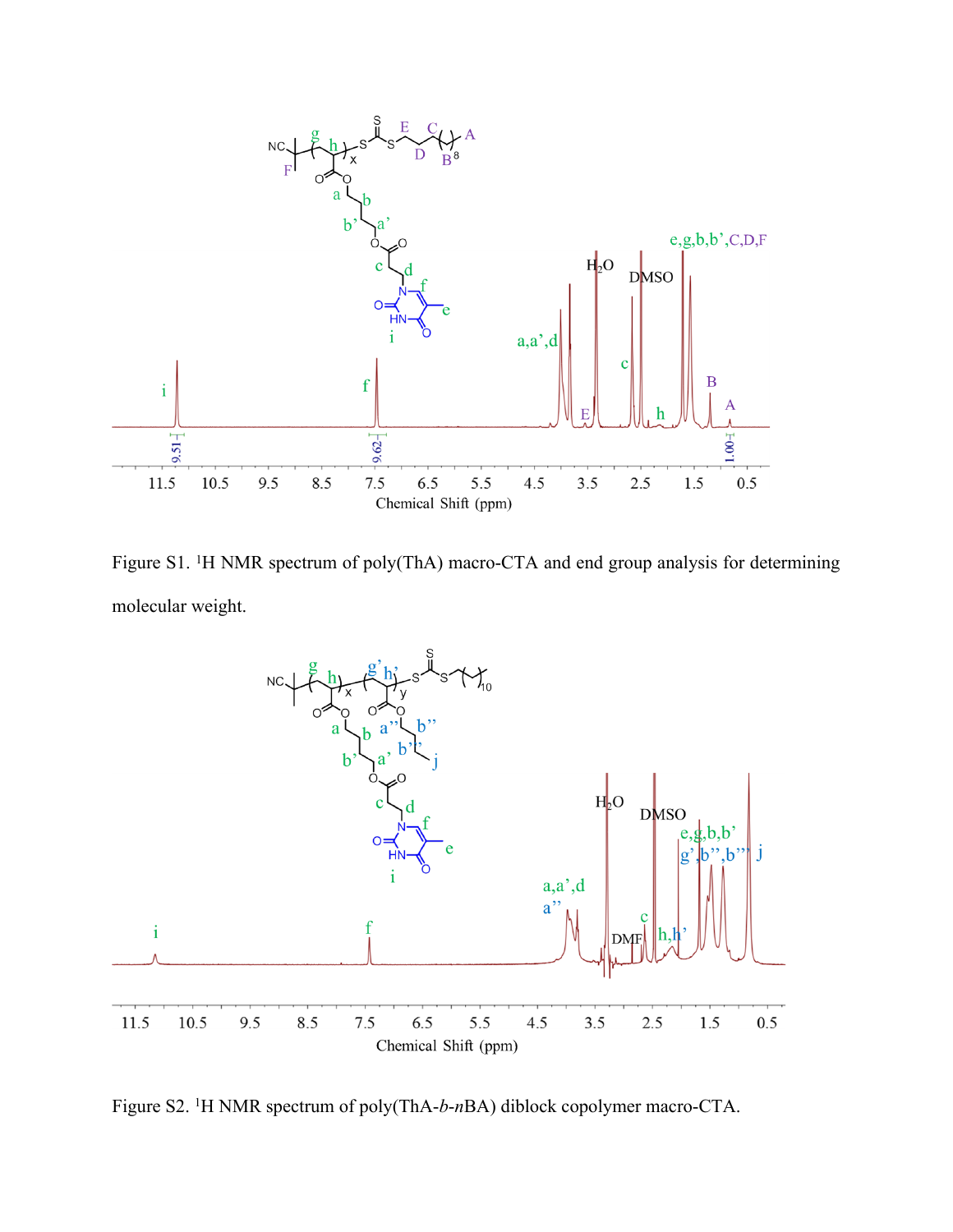Figure S1. $^{1}$H NMR spectrum of poly(ThA) macro-CTA and end group analysis for determining molecular weight.

Figure S2. $^{1}$H NMR spectrum of poly(ThA-*b*-*n*BA) diblock copolymer macro-CTA.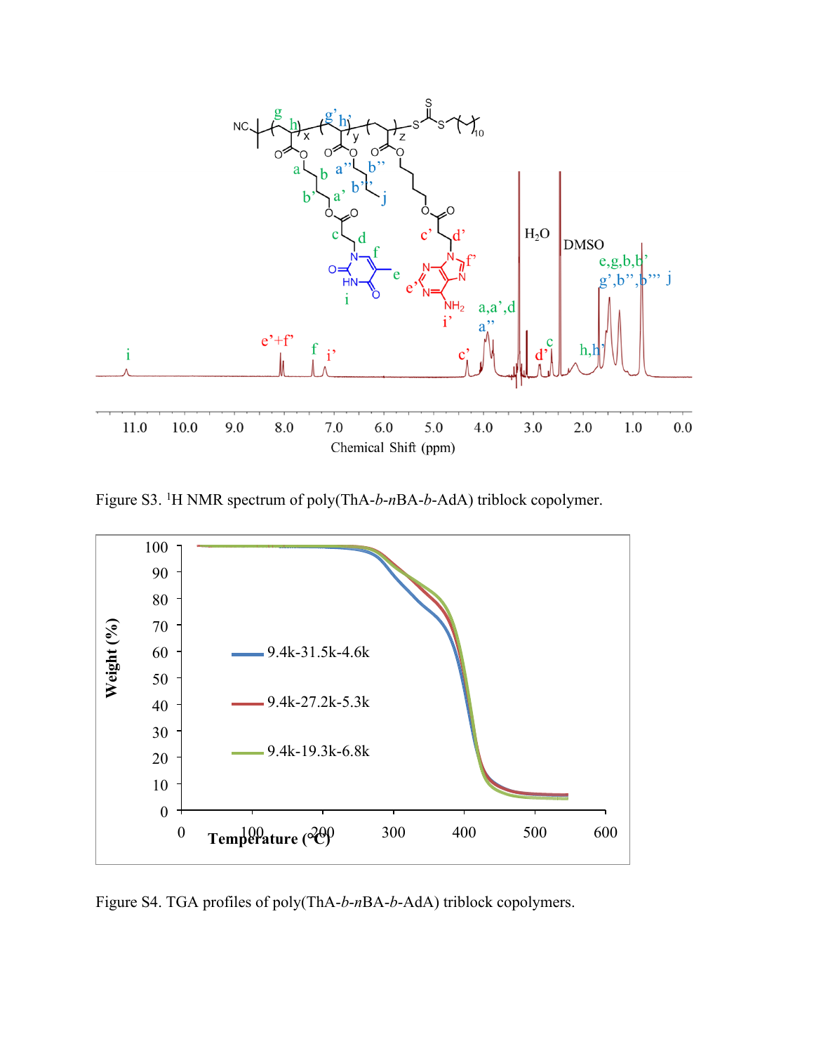H₂O

DMSO

e,g,b,b'
g',b'',b''' j

a,a',d
a''

e'+f'

i

f

i'

c'

d'

c

h,h'

11.0 10.0 9.0 8.0 7.0 6.0 5.0 4.0 3.0 2.0 1.0 0.0
Chemical Shift (ppm)

Figure S3. $^{1}$H NMR spectrum of poly(ThA-*b*-*n*BA-*b*-AdA) triblock copolymer.

Weight (%)

100
90
80
70
60
50
40
30
20
10
0

9.4k-31.5k-4.6k

9.4k-27.2k-5.3k

9.4k-19.3k-6.8k

0 100 200 300 400 500 600
Temperature (°C)

Figure S4. TGA profiles of poly(ThA-*b*-*n*BA-*b*-AdA) triblock copolymers.